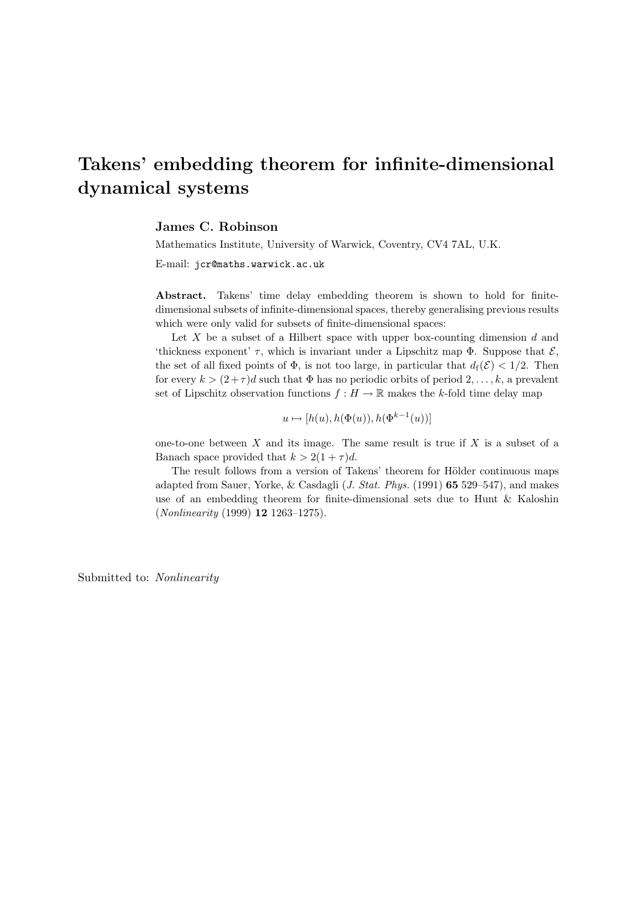# Takens' embedding theorem for infinite-dimensional dynamical systems

**James C. Robinson**

Mathematics Institute, University of Warwick, Coventry, CV4 7AL, U.K.

E-mail: `jcr@maths.warwick.ac.uk`

**Abstract.** Takens' time delay embedding theorem is shown to hold for finite-dimensional subsets of infinite-dimensional spaces, thereby generalising previous results which were only valid for subsets of finite-dimensional spaces:

Let $X$ be a subset of a Hilbert space with upper box-counting dimension $d$ and 'thickness exponent' $\tau$, which is invariant under a Lipschitz map $\Phi$. Suppose that $\mathcal{E}$, the set of all fixed points of $\Phi$, is not too large, in particular that $d_{\rm f}(\mathcal{E}) < 1/2$. Then for every $k > (2+\tau)d$ such that $\Phi$ has no periodic orbits of period $2, \ldots, k$, a prevalent set of Lipschitz observation functions $f : H \to \mathbb{R}$ makes the $k$-fold time delay map

$$u \mapsto [h(u), h(\Phi(u)), h(\Phi^{k-1}(u))]$$

one-to-one between $X$ and its image. The same result is true if $X$ is a subset of a Banach space provided that $k > 2(1+\tau)d$.

The result follows from a version of Takens' theorem for Hölder continuous maps adapted from Sauer, Yorke, & Casdagli (*J. Stat. Phys.* (1991) **65** 529–547), and makes use of an embedding theorem for finite-dimensional sets due to Hunt & Kaloshin (*Nonlinearity* (1999) **12** 1263–1275).

Submitted to: *Nonlinearity*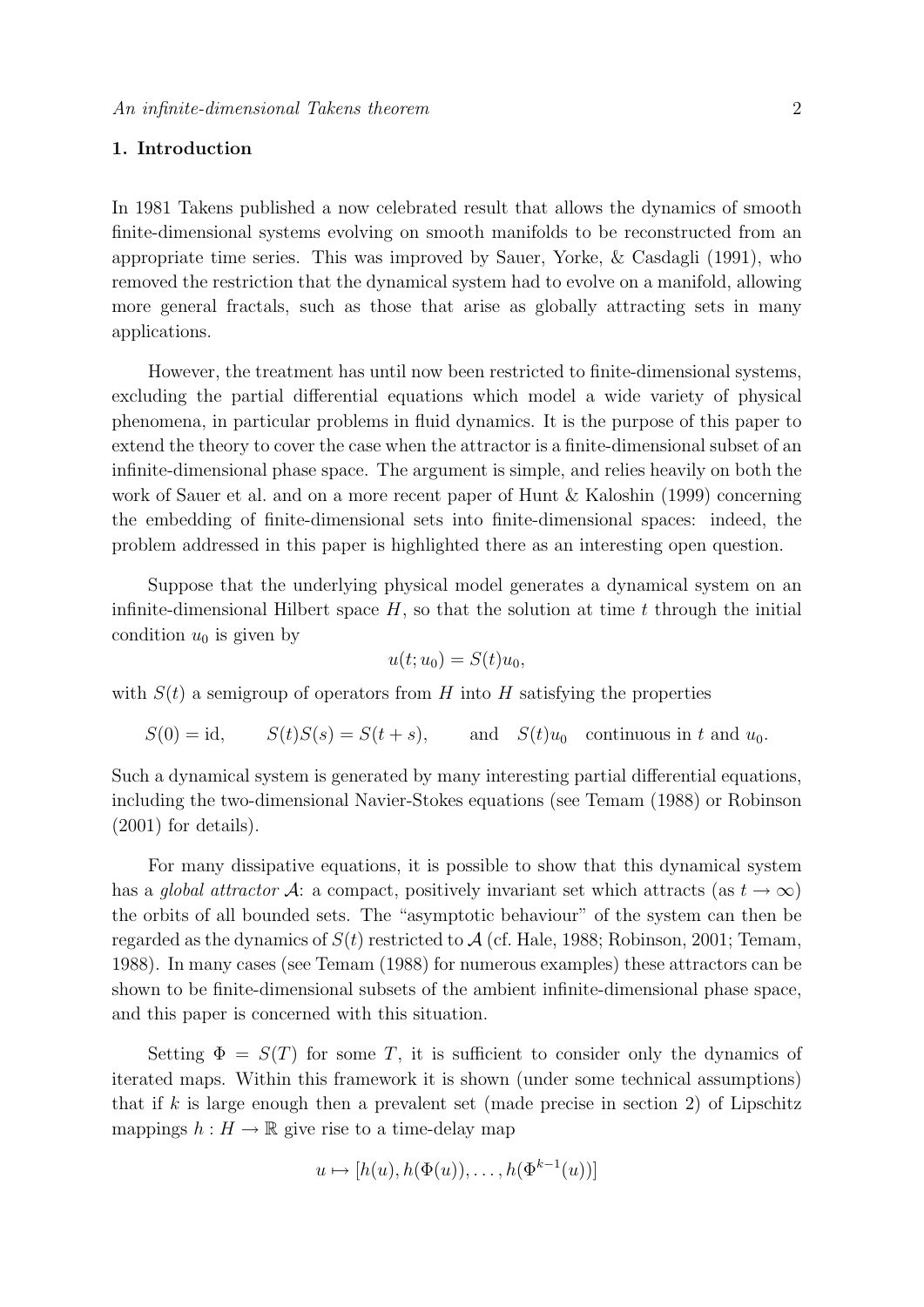## 1. Introduction

In 1981 Takens published a now celebrated result that allows the dynamics of smooth finite-dimensional systems evolving on smooth manifolds to be reconstructed from an appropriate time series. This was improved by Sauer, Yorke, & Casdagli (1991), who removed the restriction that the dynamical system had to evolve on a manifold, allowing more general fractals, such as those that arise as globally attracting sets in many applications.

However, the treatment has until now been restricted to finite-dimensional systems, excluding the partial differential equations which model a wide variety of physical phenomena, in particular problems in fluid dynamics. It is the purpose of this paper to extend the theory to cover the case when the attractor is a finite-dimensional subset of an infinite-dimensional phase space. The argument is simple, and relies heavily on both the work of Sauer et al. and on a more recent paper of Hunt & Kaloshin (1999) concerning the embedding of finite-dimensional sets into finite-dimensional spaces: indeed, the problem addressed in this paper is highlighted there as an interesting open question.

Suppose that the underlying physical model generates a dynamical system on an infinite-dimensional Hilbert space $H$, so that the solution at time $t$ through the initial condition $u_0$ is given by

$$u(t; u_0) = S(t)u_0,$$

with $S(t)$ a semigroup of operators from $H$ into $H$ satisfying the properties

$$S(0) = \mathrm{id}, \qquad S(t)S(s) = S(t+s), \qquad \text{and} \quad S(t)u_0 \quad \text{continuous in } t \text{ and } u_0.$$

Such a dynamical system is generated by many interesting partial differential equations, including the two-dimensional Navier-Stokes equations (see Temam (1988) or Robinson (2001) for details).

For many dissipative equations, it is possible to show that this dynamical system has a *global attractor* $\mathcal{A}$: a compact, positively invariant set which attracts (as $t \to \infty$) the orbits of all bounded sets. The "asymptotic behaviour" of the system can then be regarded as the dynamics of $S(t)$ restricted to $\mathcal{A}$ (cf. Hale, 1988; Robinson, 2001; Temam, 1988). In many cases (see Temam (1988) for numerous examples) these attractors can be shown to be finite-dimensional subsets of the ambient infinite-dimensional phase space, and this paper is concerned with this situation.

Setting $\Phi = S(T)$ for some $T$, it is sufficient to consider only the dynamics of iterated maps. Within this framework it is shown (under some technical assumptions) that if $k$ is large enough then a prevalent set (made precise in section 2) of Lipschitz mappings $h : H \to \mathbb{R}$ give rise to a time-delay map

$$u \mapsto [h(u), h(\Phi(u)), \dots, h(\Phi^{k-1}(u))]$$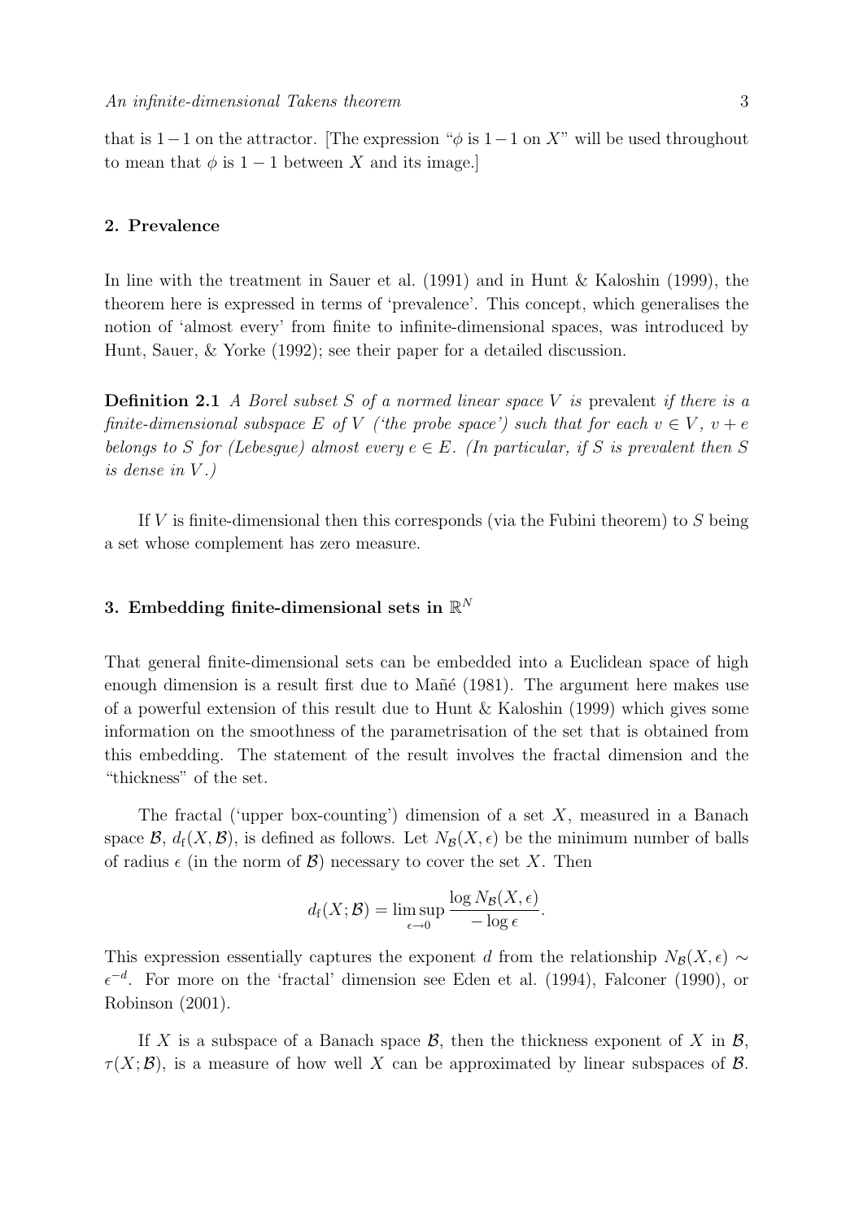that is $1-1$ on the attractor. [The expression "$\phi$ is $1-1$ on $X$" will be used throughout to mean that $\phi$ is $1-1$ between $X$ and its image.]

## 2. Prevalence

In line with the treatment in Sauer et al. (1991) and in Hunt & Kaloshin (1999), the theorem here is expressed in terms of 'prevalence'. This concept, which generalises the notion of 'almost every' from finite to infinite-dimensional spaces, was introduced by Hunt, Sauer, & Yorke (1992); see their paper for a detailed discussion.

**Definition 2.1** *A Borel subset $S$ of a normed linear space $V$ is* prevalent *if there is a finite-dimensional subspace $E$ of $V$ ('the probe space') such that for each $v \in V$, $v + e$ belongs to $S$ for (Lebesgue) almost every $e \in E$. (In particular, if $S$ is prevalent then $S$ is dense in $V$.)*

If $V$ is finite-dimensional then this corresponds (via the Fubini theorem) to $S$ being a set whose complement has zero measure.

## 3. Embedding finite-dimensional sets in $\mathbb{R}^N$

That general finite-dimensional sets can be embedded into a Euclidean space of high enough dimension is a result first due to Mañé (1981). The argument here makes use of a powerful extension of this result due to Hunt & Kaloshin (1999) which gives some information on the smoothness of the parametrisation of the set that is obtained from this embedding. The statement of the result involves the fractal dimension and the "thickness" of the set.

The fractal ('upper box-counting') dimension of a set $X$, measured in a Banach space $\mathcal{B}$, $d_{\rm f}(X, \mathcal{B})$, is defined as follows. Let $N_{\mathcal{B}}(X, \epsilon)$ be the minimum number of balls of radius $\epsilon$ (in the norm of $\mathcal{B}$) necessary to cover the set $X$. Then

$$d_{\rm f}(X; \mathcal{B}) = \limsup_{\epsilon \to 0} \frac{\log N_{\mathcal{B}}(X, \epsilon)}{-\log \epsilon}.$$

This expression essentially captures the exponent $d$ from the relationship $N_{\mathcal{B}}(X, \epsilon) \sim \epsilon^{-d}$. For more on the 'fractal' dimension see Eden et al. (1994), Falconer (1990), or Robinson (2001).

If $X$ is a subspace of a Banach space $\mathcal{B}$, then the thickness exponent of $X$ in $\mathcal{B}$, $\tau(X; \mathcal{B})$, is a measure of how well $X$ can be approximated by linear subspaces of $\mathcal{B}$.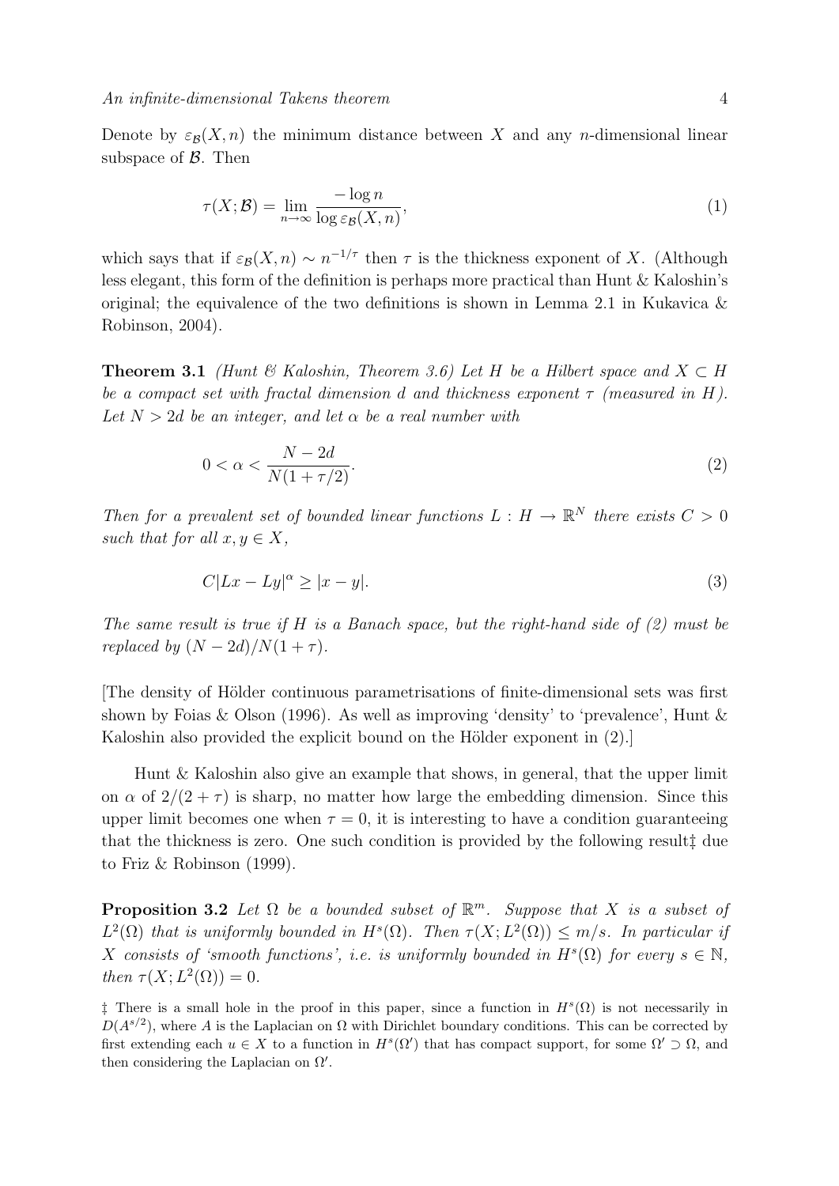Denote by $\varepsilon_{\mathcal{B}}(X, n)$ the minimum distance between $X$ and any $n$-dimensional linear subspace of $\mathcal{B}$. Then

$$\tau(X; \mathcal{B}) = \lim_{n \to \infty} \frac{-\log n}{\log \varepsilon_{\mathcal{B}}(X, n)}, \tag{1}$$

which says that if $\varepsilon_{\mathcal{B}}(X, n) \sim n^{-1/\tau}$ then $\tau$ is the thickness exponent of $X$. (Although less elegant, this form of the definition is perhaps more practical than Hunt & Kaloshin's original; the equivalence of the two definitions is shown in Lemma 2.1 in Kukavica & Robinson, 2004).

**Theorem 3.1** *(Hunt & Kaloshin, Theorem 3.6) Let $H$ be a Hilbert space and $X \subset H$ be a compact set with fractal dimension $d$ and thickness exponent $\tau$ (measured in $H$). Let $N > 2d$ be an integer, and let $\alpha$ be a real number with*

$$0 < \alpha < \frac{N - 2d}{N(1 + \tau/2)}. \tag{2}$$

*Then for a prevalent set of bounded linear functions $L : H \to \mathbb{R}^N$ there exists $C > 0$ such that for all $x, y \in X$,*

$$C|Lx - Ly|^{\alpha} \geq |x - y|. \tag{3}$$

*The same result is true if $H$ is a Banach space, but the right-hand side of (2) must be replaced by $(N - 2d)/N(1 + \tau)$.*

[The density of Hölder continuous parametrisations of finite-dimensional sets was first shown by Foias & Olson (1996). As well as improving 'density' to 'prevalence', Hunt & Kaloshin also provided the explicit bound on the Hölder exponent in (2).]

Hunt & Kaloshin also give an example that shows, in general, that the upper limit on $\alpha$ of $2/(2 + \tau)$ is sharp, no matter how large the embedding dimension. Since this upper limit becomes one when $\tau = 0$, it is interesting to have a condition guaranteeing that the thickness is zero. One such condition is provided by the following result‡ due to Friz & Robinson (1999).

**Proposition 3.2** *Let $\Omega$ be a bounded subset of $\mathbb{R}^m$. Suppose that $X$ is a subset of $L^2(\Omega)$ that is uniformly bounded in $H^s(\Omega)$. Then $\tau(X; L^2(\Omega)) \leq m/s$. In particular if $X$ consists of 'smooth functions', i.e. is uniformly bounded in $H^s(\Omega)$ for every $s \in \mathbb{N}$, then $\tau(X; L^2(\Omega)) = 0$.*

‡ There is a small hole in the proof in this paper, since a function in $H^s(\Omega)$ is not necessarily in $D(A^{s/2})$, where $A$ is the Laplacian on $\Omega$ with Dirichlet boundary conditions. This can be corrected by first extending each $u \in X$ to a function in $H^s(\Omega')$ that has compact support, for some $\Omega' \supset \Omega$, and then considering the Laplacian on $\Omega'$.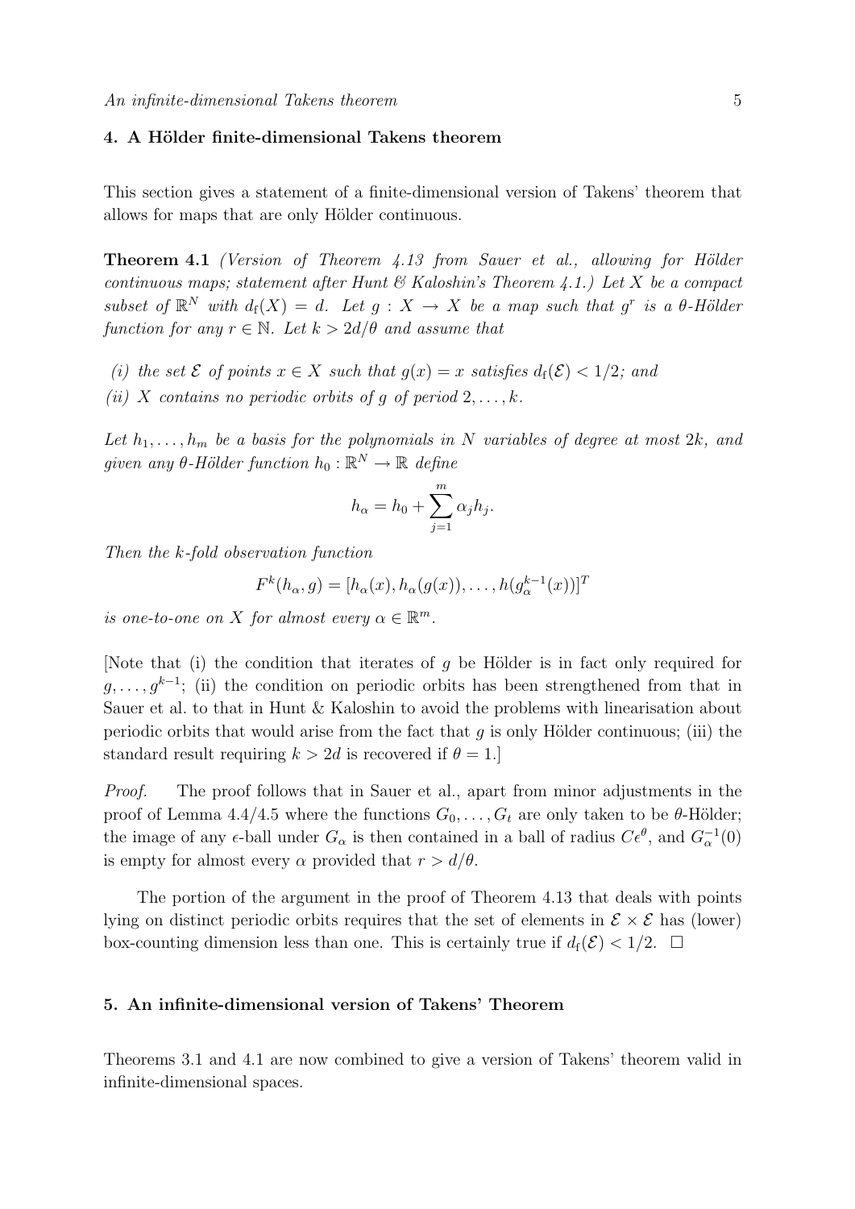## 4. A Hölder finite-dimensional Takens theorem

This section gives a statement of a finite-dimensional version of Takens' theorem that allows for maps that are only Hölder continuous.

**Theorem 4.1** *(Version of Theorem 4.13 from Sauer et al., allowing for Hölder continuous maps; statement after Hunt & Kaloshin's Theorem 4.1.) Let $X$ be a compact subset of $\mathbb{R}^N$ with $d_{\rm f}(X) = d$. Let $g : X \to X$ be a map such that $g^r$ is a $\theta$-Hölder function for any $r \in \mathbb{N}$. Let $k > 2d/\theta$ and assume that*

*(i) the set $\mathcal{E}$ of points $x \in X$ such that $g(x) = x$ satisfies $d_{\rm f}(\mathcal{E}) < 1/2$; and*

*(ii) $X$ contains no periodic orbits of $g$ of period $2, \ldots, k$.*

*Let $h_1, \ldots, h_m$ be a basis for the polynomials in $N$ variables of degree at most $2k$, and given any $\theta$-Hölder function $h_0 : \mathbb{R}^N \to \mathbb{R}$ define*

$$h_\alpha = h_0 + \sum_{j=1}^{m} \alpha_j h_j.$$

*Then the $k$-fold observation function*

$$F^k(h_\alpha, g) = [h_\alpha(x), h_\alpha(g(x)), \ldots, h(g_\alpha^{k-1}(x))]^T$$

*is one-to-one on $X$ for almost every $\alpha \in \mathbb{R}^m$.*

[Note that (i) the condition that iterates of $g$ be Hölder is in fact only required for $g, \ldots, g^{k-1}$; (ii) the condition on periodic orbits has been strengthened from that in Sauer et al. to that in Hunt & Kaloshin to avoid the problems with linearisation about periodic orbits that would arise from the fact that $g$ is only Hölder continuous; (iii) the standard result requiring $k > 2d$ is recovered if $\theta = 1$.]

*Proof.* The proof follows that in Sauer et al., apart from minor adjustments in the proof of Lemma 4.4/4.5 where the functions $G_0, \ldots, G_t$ are only taken to be $\theta$-Hölder; the image of any $\epsilon$-ball under $G_\alpha$ is then contained in a ball of radius $C\epsilon^\theta$, and $G_\alpha^{-1}(0)$ is empty for almost every $\alpha$ provided that $r > d/\theta$.

The portion of the argument in the proof of Theorem 4.13 that deals with points lying on distinct periodic orbits requires that the set of elements in $\mathcal{E} \times \mathcal{E}$ has (lower) box-counting dimension less than one. This is certainly true if $d_{\rm f}(\mathcal{E}) < 1/2$. $\square$

## 5. An infinite-dimensional version of Takens' Theorem

Theorems 3.1 and 4.1 are now combined to give a version of Takens' theorem valid in infinite-dimensional spaces.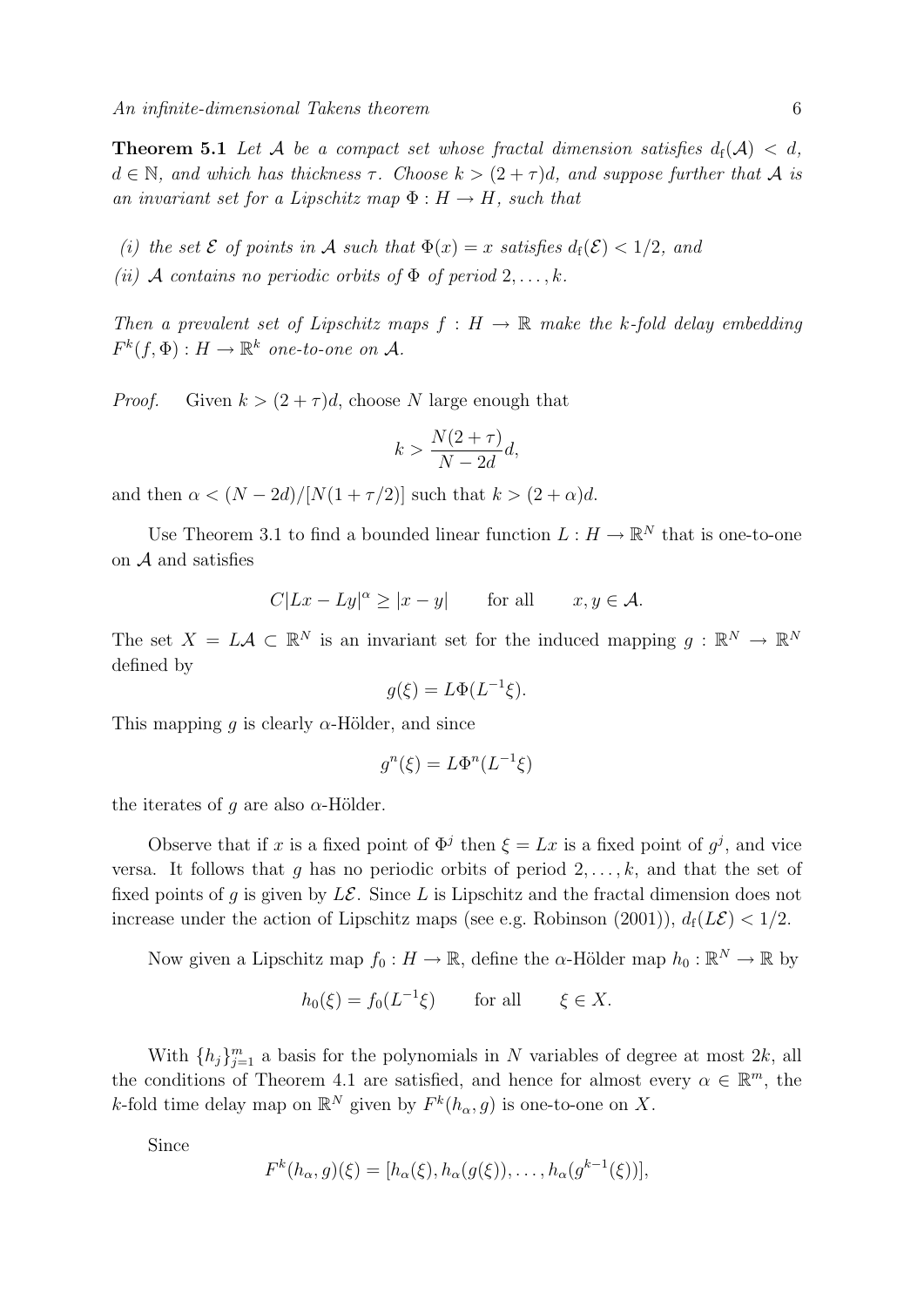**Theorem 5.1** *Let $\mathcal{A}$ be a compact set whose fractal dimension satisfies $d_{\rm f}(\mathcal{A}) < d$, $d \in \mathbb{N}$, and which has thickness $\tau$. Choose $k > (2+\tau)d$, and suppose further that $\mathcal{A}$ is an invariant set for a Lipschitz map $\Phi : H \to H$, such that*

*(i) the set $\mathcal{E}$ of points in $\mathcal{A}$ such that $\Phi(x) = x$ satisfies $d_{\rm f}(\mathcal{E}) < 1/2$, and*

*(ii) $\mathcal{A}$ contains no periodic orbits of $\Phi$ of period $2, \ldots, k$.*

*Then a prevalent set of Lipschitz maps $f : H \to \mathbb{R}$ make the $k$-fold delay embedding $F^k(f, \Phi) : H \to \mathbb{R}^k$ one-to-one on $\mathcal{A}$.*

*Proof.* Given $k > (2+\tau)d$, choose $N$ large enough that

$$k > \frac{N(2+\tau)}{N-2d}d,$$

and then $\alpha < (N-2d)/[N(1+\tau/2)]$ such that $k > (2+\alpha)d$.

Use Theorem 3.1 to find a bounded linear function $L : H \to \mathbb{R}^N$ that is one-to-one on $\mathcal{A}$ and satisfies

$$C|Lx - Ly|^\alpha \geq |x - y| \qquad \text{for all} \qquad x, y \in \mathcal{A}.$$

The set $X = L\mathcal{A} \subset \mathbb{R}^N$ is an invariant set for the induced mapping $g : \mathbb{R}^N \to \mathbb{R}^N$ defined by

$$g(\xi) = L\Phi(L^{-1}\xi).$$

This mapping $g$ is clearly $\alpha$-Hölder, and since

$$g^n(\xi) = L\Phi^n(L^{-1}\xi)$$

the iterates of $g$ are also $\alpha$-Hölder.

Observe that if $x$ is a fixed point of $\Phi^j$ then $\xi = Lx$ is a fixed point of $g^j$, and vice versa. It follows that $g$ has no periodic orbits of period $2, \ldots, k$, and that the set of fixed points of $g$ is given by $L\mathcal{E}$. Since $L$ is Lipschitz and the fractal dimension does not increase under the action of Lipschitz maps (see e.g. Robinson (2001)), $d_{\rm f}(L\mathcal{E}) < 1/2$.

Now given a Lipschitz map $f_0 : H \to \mathbb{R}$, define the $\alpha$-Hölder map $h_0 : \mathbb{R}^N \to \mathbb{R}$ by

$$h_0(\xi) = f_0(L^{-1}\xi) \qquad \text{for all} \qquad \xi \in X.$$

With $\{h_j\}_{j=1}^m$ a basis for the polynomials in $N$ variables of degree at most $2k$, all the conditions of Theorem 4.1 are satisfied, and hence for almost every $\alpha \in \mathbb{R}^m$, the $k$-fold time delay map on $\mathbb{R}^N$ given by $F^k(h_\alpha, g)$ is one-to-one on $X$.

Since

$$F^k(h_\alpha, g)(\xi) = [h_\alpha(\xi), h_\alpha(g(\xi)), \ldots, h_\alpha(g^{k-1}(\xi))],$$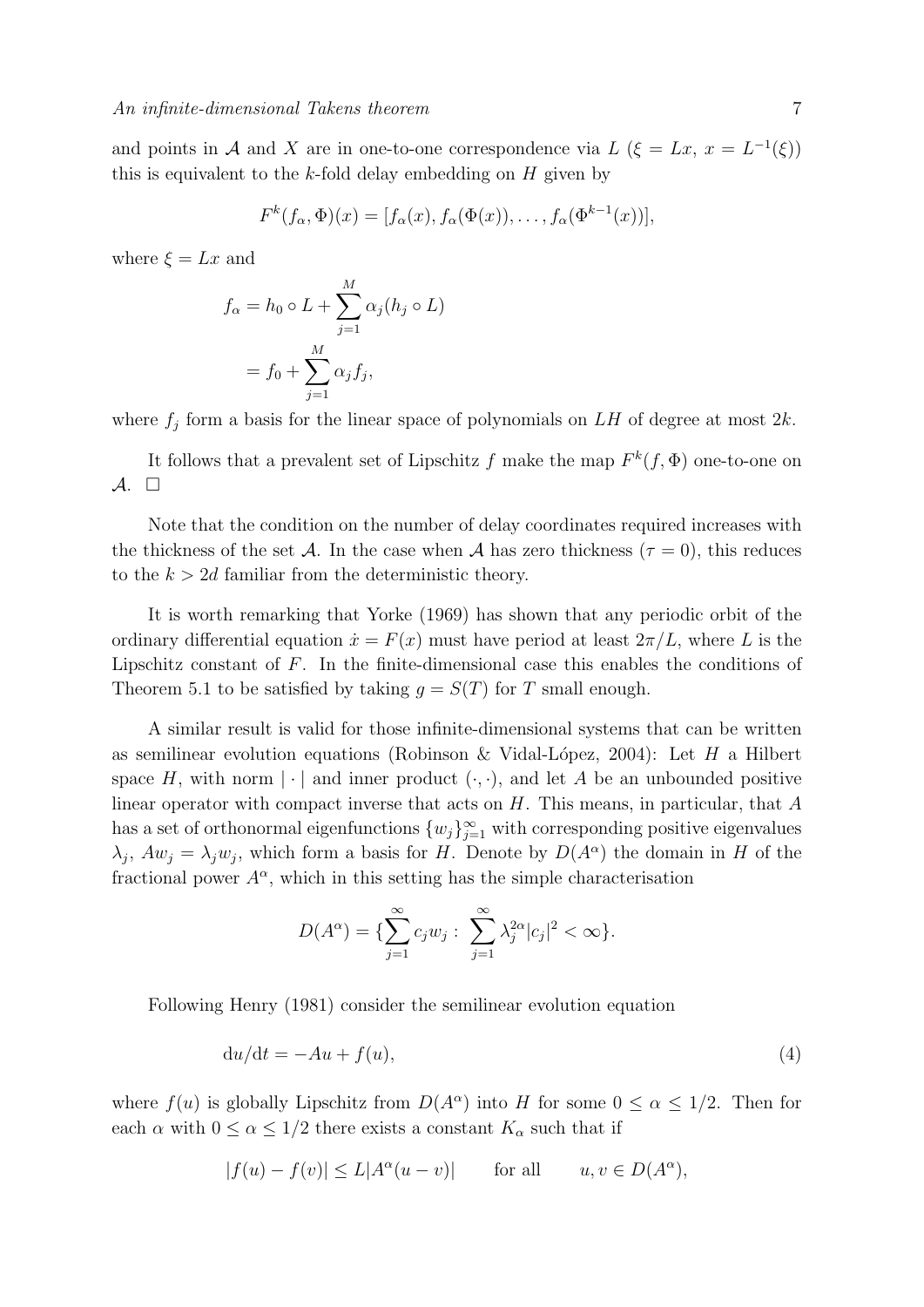and points in $\mathcal{A}$ and $X$ are in one-to-one correspondence via $L$ ($\xi = Lx$, $x = L^{-1}(\xi)$) this is equivalent to the $k$-fold delay embedding on $H$ given by

$$F^k(f_\alpha, \Phi)(x) = [f_\alpha(x), f_\alpha(\Phi(x)), \ldots, f_\alpha(\Phi^{k-1}(x))],$$

where $\xi = Lx$ and

$$\begin{aligned} f_\alpha &= h_0 \circ L + \sum_{j=1}^{M} \alpha_j (h_j \circ L) \\ &= f_0 + \sum_{j=1}^{M} \alpha_j f_j, \end{aligned}$$

where $f_j$ form a basis for the linear space of polynomials on $LH$ of degree at most $2k$.

It follows that a prevalent set of Lipschitz $f$ make the map $F^k(f, \Phi)$ one-to-one on $\mathcal{A}$. $\square$

Note that the condition on the number of delay coordinates required increases with the thickness of the set $\mathcal{A}$. In the case when $\mathcal{A}$ has zero thickness ($\tau = 0$), this reduces to the $k > 2d$ familiar from the deterministic theory.

It is worth remarking that Yorke (1969) has shown that any periodic orbit of the ordinary differential equation $\dot{x} = F(x)$ must have period at least $2\pi/L$, where $L$ is the Lipschitz constant of $F$. In the finite-dimensional case this enables the conditions of Theorem 5.1 to be satisfied by taking $g = S(T)$ for $T$ small enough.

A similar result is valid for those infinite-dimensional systems that can be written as semilinear evolution equations (Robinson & Vidal-López, 2004): Let $H$ a Hilbert space $H$, with norm $|\cdot|$ and inner product $(\cdot, \cdot)$, and let $A$ be an unbounded positive linear operator with compact inverse that acts on $H$. This means, in particular, that $A$ has a set of orthonormal eigenfunctions $\{w_j\}_{j=1}^{\infty}$ with corresponding positive eigenvalues $\lambda_j$, $Aw_j = \lambda_j w_j$, which form a basis for $H$. Denote by $D(A^\alpha)$ the domain in $H$ of the fractional power $A^\alpha$, which in this setting has the simple characterisation

$$D(A^\alpha) = \{\sum_{j=1}^{\infty} c_j w_j : \sum_{j=1}^{\infty} \lambda_j^{2\alpha} |c_j|^2 < \infty\}.$$

Following Henry (1981) consider the semilinear evolution equation

$$\mathrm{d}u/\mathrm{d}t = -Au + f(u), \tag{4}$$

where $f(u)$ is globally Lipschitz from $D(A^\alpha)$ into $H$ for some $0 \le \alpha \le 1/2$. Then for each $\alpha$ with $0 \le \alpha \le 1/2$ there exists a constant $K_\alpha$ such that if

$$|f(u) - f(v)| \le L|A^\alpha(u - v)| \qquad \text{for all} \qquad u, v \in D(A^\alpha),$$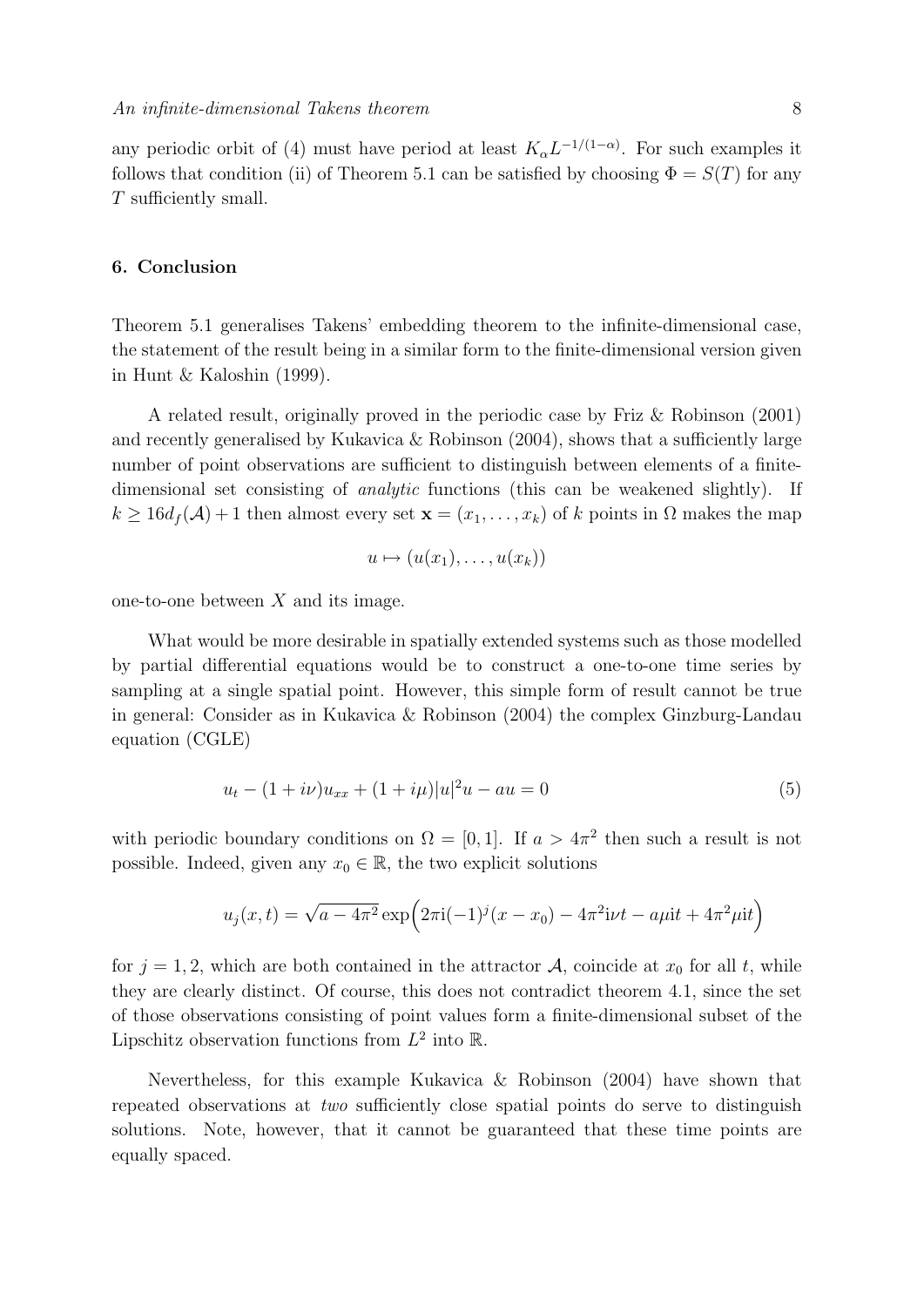any periodic orbit of (4) must have period at least $K_\alpha L^{-1/(1-\alpha)}$. For such examples it follows that condition (ii) of Theorem 5.1 can be satisfied by choosing $\Phi = S(T)$ for any $T$ sufficiently small.

## 6. Conclusion

Theorem 5.1 generalises Takens' embedding theorem to the infinite-dimensional case, the statement of the result being in a similar form to the finite-dimensional version given in Hunt & Kaloshin (1999).

A related result, originally proved in the periodic case by Friz & Robinson (2001) and recently generalised by Kukavica & Robinson (2004), shows that a sufficiently large number of point observations are sufficient to distinguish between elements of a finite-dimensional set consisting of *analytic* functions (this can be weakened slightly). If $k \geq 16 d_f(\mathcal{A}) + 1$ then almost every set $\mathbf{x} = (x_1, \ldots, x_k)$ of $k$ points in $\Omega$ makes the map

$$u \mapsto (u(x_1), \ldots, u(x_k))$$

one-to-one between $X$ and its image.

What would be more desirable in spatially extended systems such as those modelled by partial differential equations would be to construct a one-to-one time series by sampling at a single spatial point. However, this simple form of result cannot be true in general: Consider as in Kukavica & Robinson (2004) the complex Ginzburg-Landau equation (CGLE)

$$u_t - (1 + i\nu)u_{xx} + (1 + i\mu)|u|^2 u - au = 0 \tag{5}$$

with periodic boundary conditions on $\Omega = [0, 1]$. If $a > 4\pi^2$ then such a result is not possible. Indeed, given any $x_0 \in \mathbb{R}$, the two explicit solutions

$$u_j(x,t) = \sqrt{a - 4\pi^2} \exp\Big(2\pi \mathrm{i}(-1)^j (x - x_0) - 4\pi^2 \mathrm{i}\nu t - a\mu \mathrm{i}t + 4\pi^2 \mu \mathrm{i}t\Big)$$

for $j = 1, 2$, which are both contained in the attractor $\mathcal{A}$, coincide at $x_0$ for all $t$, while they are clearly distinct. Of course, this does not contradict theorem 4.1, since the set of those observations consisting of point values form a finite-dimensional subset of the Lipschitz observation functions from $L^2$ into $\mathbb{R}$.

Nevertheless, for this example Kukavica & Robinson (2004) have shown that repeated observations at *two* sufficiently close spatial points do serve to distinguish solutions. Note, however, that it cannot be guaranteed that these time points are equally spaced.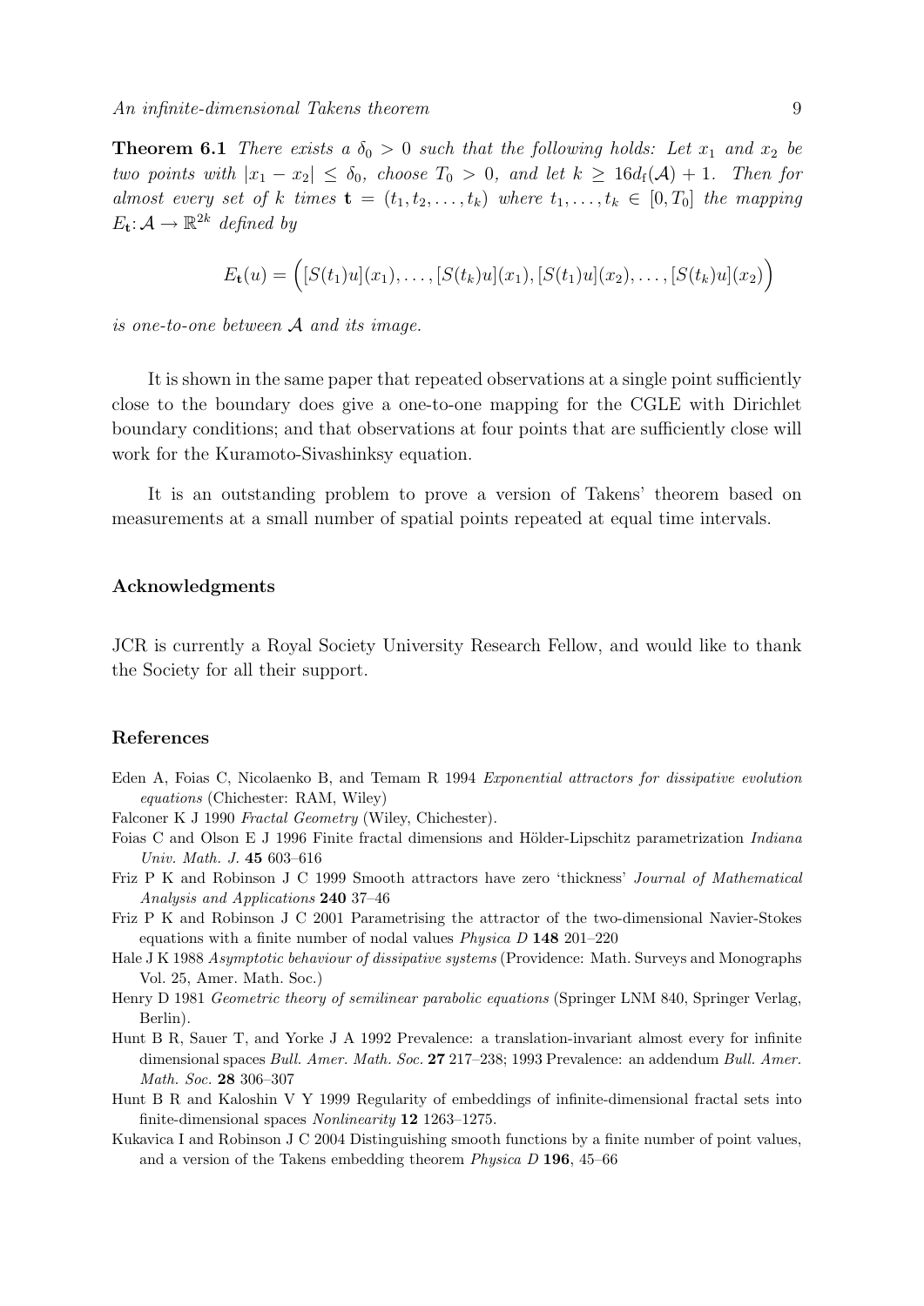**Theorem 6.1** *There exists a $\delta_0 > 0$ such that the following holds: Let $x_1$ and $x_2$ be two points with $|x_1 - x_2| \leq \delta_0$, choose $T_0 > 0$, and let $k \geq 16d_{\rm f}(\mathcal{A}) + 1$. Then for almost every set of $k$ times $\mathbf{t} = (t_1, t_2, \ldots, t_k)$ where $t_1, \ldots, t_k \in [0, T_0]$ the mapping $E_{\mathbf{t}}: \mathcal{A} \to \mathbb{R}^{2k}$ defined by*

$$E_{\mathbf{t}}(u) = \Big([S(t_1)u](x_1), \ldots, [S(t_k)u](x_1), [S(t_1)u](x_2), \ldots, [S(t_k)u](x_2)\Big)$$

*is one-to-one between $\mathcal{A}$ and its image.*

It is shown in the same paper that repeated observations at a single point sufficiently close to the boundary does give a one-to-one mapping for the CGLE with Dirichlet boundary conditions; and that observations at four points that are sufficiently close will work for the Kuramoto-Sivashinksy equation.

It is an outstanding problem to prove a version of Takens' theorem based on measurements at a small number of spatial points repeated at equal time intervals.

## Acknowledgments

JCR is currently a Royal Society University Research Fellow, and would like to thank the Society for all their support.

## References

Eden A, Foias C, Nicolaenko B, and Temam R 1994 *Exponential attractors for dissipative evolution equations* (Chichester: RAM, Wiley)

Falconer K J 1990 *Fractal Geometry* (Wiley, Chichester).

Foias C and Olson E J 1996 Finite fractal dimensions and Hölder-Lipschitz parametrization *Indiana Univ. Math. J.* **45** 603–616

Friz P K and Robinson J C 1999 Smooth attractors have zero 'thickness' *Journal of Mathematical Analysis and Applications* **240** 37–46

Friz P K and Robinson J C 2001 Parametrising the attractor of the two-dimensional Navier-Stokes equations with a finite number of nodal values *Physica D* **148** 201–220

Hale J K 1988 *Asymptotic behaviour of dissipative systems* (Providence: Math. Surveys and Monographs Vol. 25, Amer. Math. Soc.)

Henry D 1981 *Geometric theory of semilinear parabolic equations* (Springer LNM 840, Springer Verlag, Berlin).

Hunt B R, Sauer T, and Yorke J A 1992 Prevalence: a translation-invariant almost every for infinite dimensional spaces *Bull. Amer. Math. Soc.* **27** 217–238; 1993 Prevalence: an addendum *Bull. Amer. Math. Soc.* **28** 306–307

Hunt B R and Kaloshin V Y 1999 Regularity of embeddings of infinite-dimensional fractal sets into finite-dimensional spaces *Nonlinearity* **12** 1263–1275.

Kukavica I and Robinson J C 2004 Distinguishing smooth functions by a finite number of point values, and a version of the Takens embedding theorem *Physica D* **196**, 45–66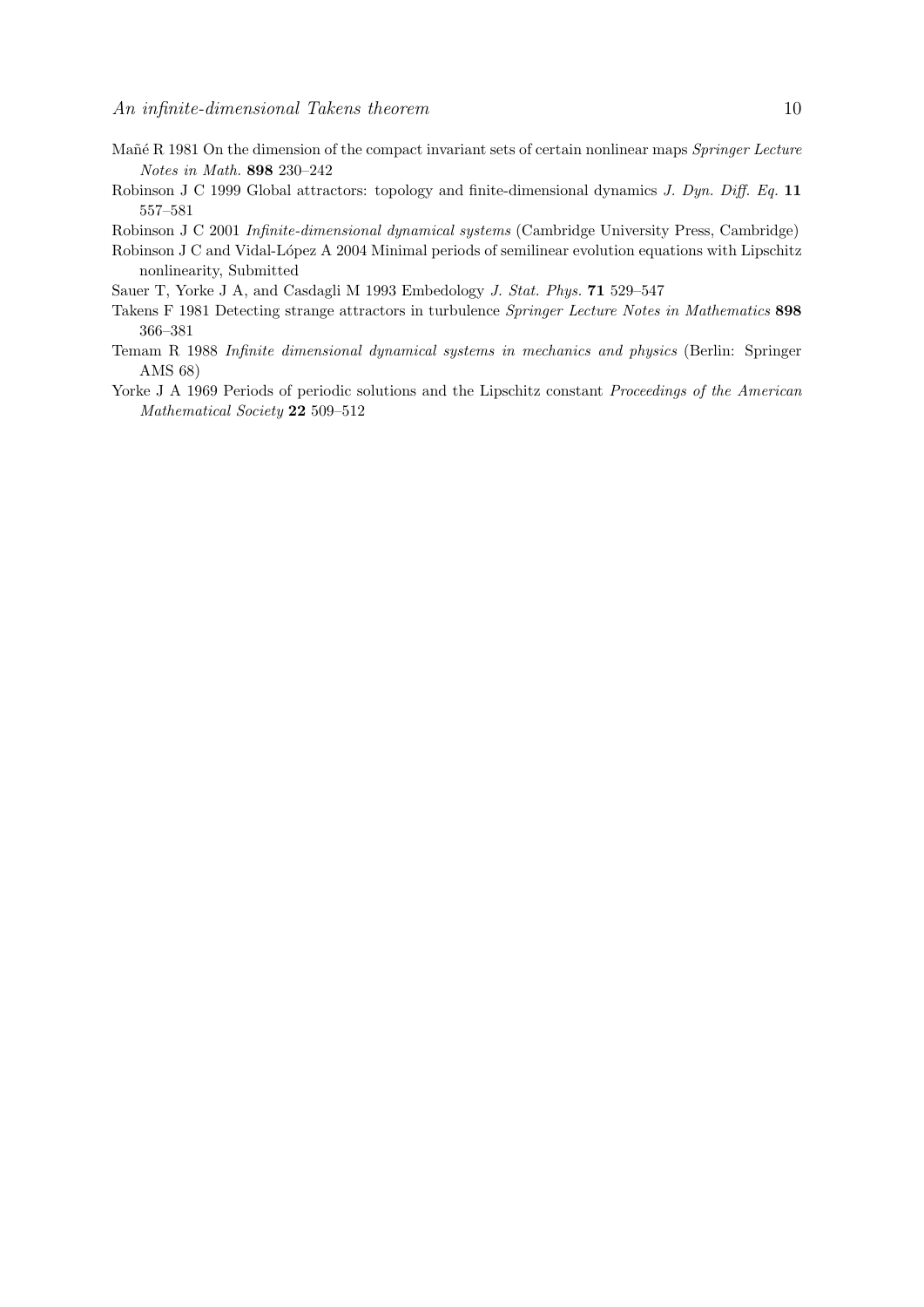Mañé R 1981 On the dimension of the compact invariant sets of certain nonlinear maps *Springer Lecture Notes in Math.* **898** 230–242

Robinson J C 1999 Global attractors: topology and finite-dimensional dynamics *J. Dyn. Diff. Eq.* **11** 557–581

Robinson J C 2001 *Infinite-dimensional dynamical systems* (Cambridge University Press, Cambridge)

Robinson J C and Vidal-López A 2004 Minimal periods of semilinear evolution equations with Lipschitz nonlinearity, Submitted

Sauer T, Yorke J A, and Casdagli M 1993 Embedology *J. Stat. Phys.* **71** 529–547

Takens F 1981 Detecting strange attractors in turbulence *Springer Lecture Notes in Mathematics* **898** 366–381

Temam R 1988 *Infinite dimensional dynamical systems in mechanics and physics* (Berlin: Springer AMS 68)

Yorke J A 1969 Periods of periodic solutions and the Lipschitz constant *Proceedings of the American Mathematical Society* **22** 509–512